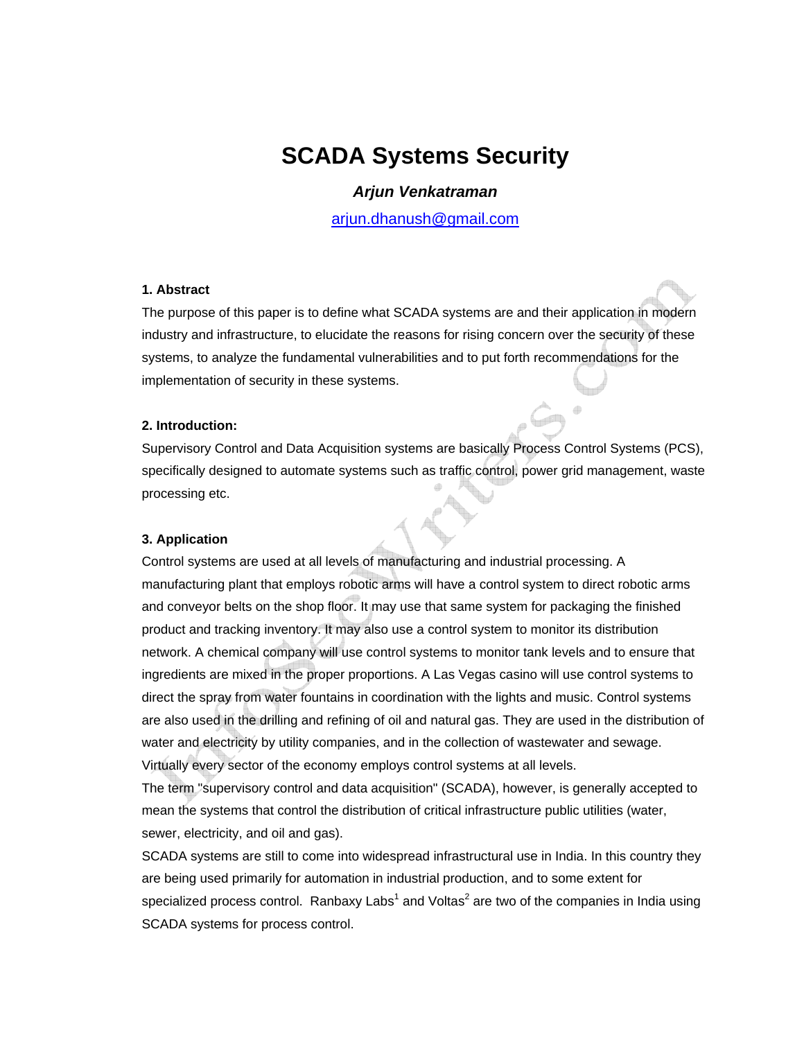# SCADA Systems Security

***Arjun Venkatraman***

arjun.dhanush@gmail.com

**1. Abstract**

The purpose of this paper is to define what SCADA systems are and their application in modern industry and infrastructure, to elucidate the reasons for rising concern over the security of these systems, to analyze the fundamental vulnerabilities and to put forth recommendations for the implementation of security in these systems.

**2. Introduction:**

Supervisory Control and Data Acquisition systems are basically Process Control Systems (PCS), specifically designed to automate systems such as traffic control, power grid management, waste processing etc.

**3. Application**

Control systems are used at all levels of manufacturing and industrial processing. A manufacturing plant that employs robotic arms will have a control system to direct robotic arms and conveyor belts on the shop floor. It may use that same system for packaging the finished product and tracking inventory. It may also use a control system to monitor its distribution network. A chemical company will use control systems to monitor tank levels and to ensure that ingredients are mixed in the proper proportions. A Las Vegas casino will use control systems to direct the spray from water fountains in coordination with the lights and music. Control systems are also used in the drilling and refining of oil and natural gas. They are used in the distribution of water and electricity by utility companies, and in the collection of wastewater and sewage. Virtually every sector of the economy employs control systems at all levels.

The term "supervisory control and data acquisition" (SCADA), however, is generally accepted to mean the systems that control the distribution of critical infrastructure public utilities (water, sewer, electricity, and oil and gas).

SCADA systems are still to come into widespread infrastructural use in India. In this country they are being used primarily for automation in industrial production, and to some extent for specialized process control. Ranbaxy Labs[1] and Voltas[2] are two of the companies in India using SCADA systems for process control.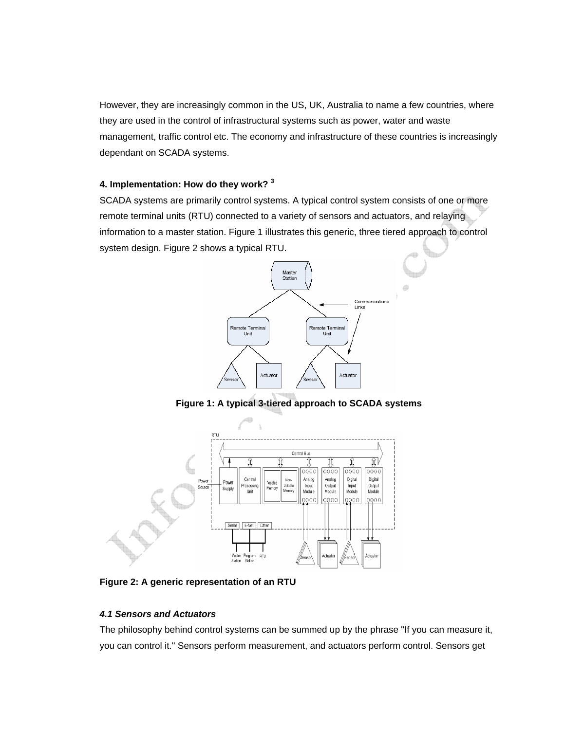However, they are increasingly common in the US, UK, Australia to name a few countries, where they are used in the control of infrastructural systems such as power, water and waste management, traffic control etc. The economy and infrastructure of these countries is increasingly dependant on SCADA systems.

#### 4. Implementation: How do they work? [3]

SCADA systems are primarily control systems. A typical control system consists of one or more remote terminal units (RTU) connected to a variety of sensors and actuators, and relaying information to a master station. Figure 1 illustrates this generic, three tiered approach to control system design. Figure 2 shows a typical RTU.

**Figure 1: A typical 3-tiered approach to SCADA systems**

**Figure 2: A generic representation of an RTU**

##### *4.1 Sensors and Actuators*

The philosophy behind control systems can be summed up by the phrase "If you can measure it, you can control it." Sensors perform measurement, and actuators perform control. Sensors get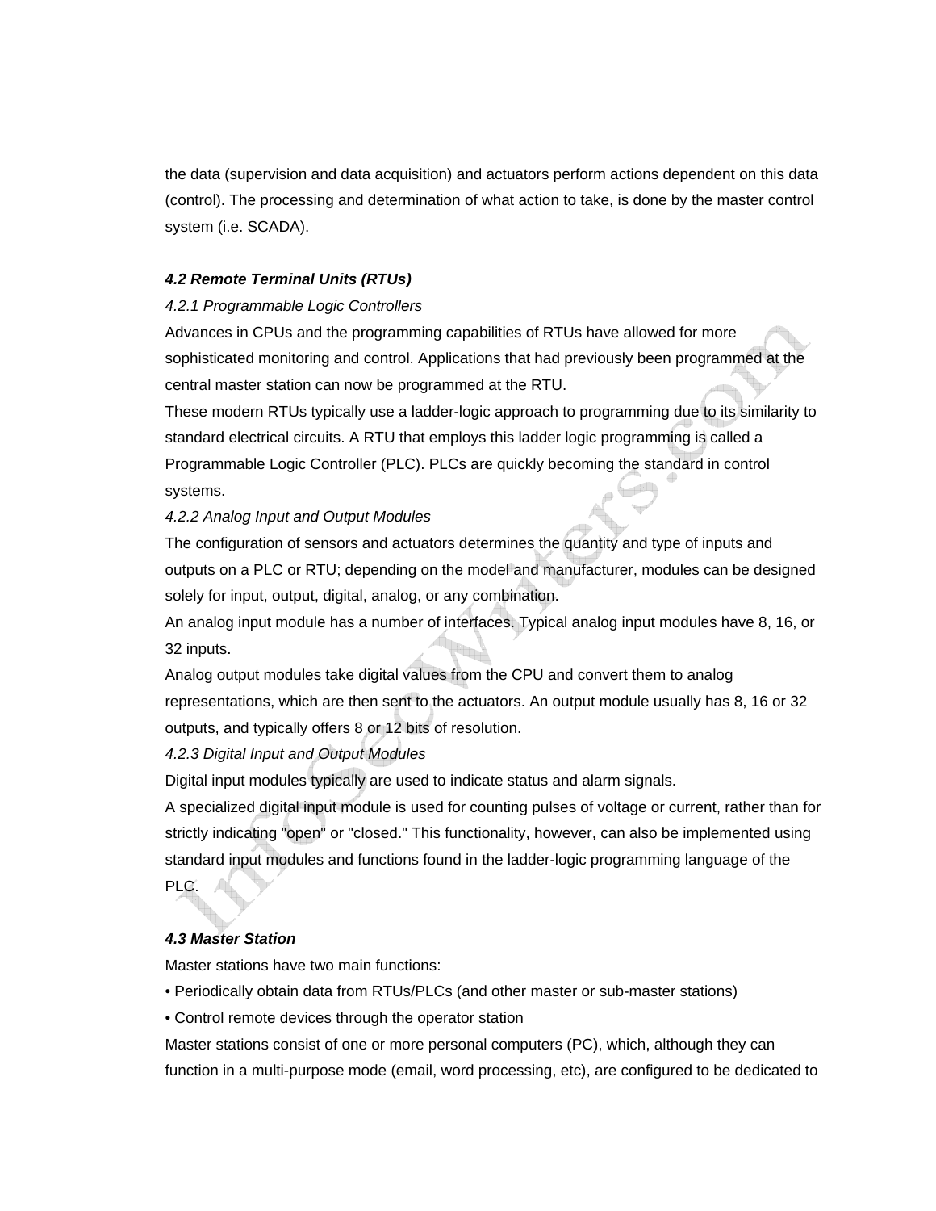the data (supervision and data acquisition) and actuators perform actions dependent on this data (control). The processing and determination of what action to take, is done by the master control system (i.e. SCADA).

### *4.2 Remote Terminal Units (RTUs)*

*4.2.1 Programmable Logic Controllers*

Advances in CPUs and the programming capabilities of RTUs have allowed for more sophisticated monitoring and control. Applications that had previously been programmed at the central master station can now be programmed at the RTU.

These modern RTUs typically use a ladder-logic approach to programming due to its similarity to standard electrical circuits. A RTU that employs this ladder logic programming is called a Programmable Logic Controller (PLC). PLCs are quickly becoming the standard in control systems.

*4.2.2 Analog Input and Output Modules*

The configuration of sensors and actuators determines the quantity and type of inputs and outputs on a PLC or RTU; depending on the model and manufacturer, modules can be designed solely for input, output, digital, analog, or any combination.

An analog input module has a number of interfaces. Typical analog input modules have 8, 16, or 32 inputs.

Analog output modules take digital values from the CPU and convert them to analog representations, which are then sent to the actuators. An output module usually has 8, 16 or 32 outputs, and typically offers 8 or 12 bits of resolution.

*4.2.3 Digital Input and Output Modules*

Digital input modules typically are used to indicate status and alarm signals.

A specialized digital input module is used for counting pulses of voltage or current, rather than for strictly indicating "open" or "closed." This functionality, however, can also be implemented using standard input modules and functions found in the ladder-logic programming language of the PLC.

### *4.3 Master Station*

Master stations have two main functions:

- Periodically obtain data from RTUs/PLCs (and other master or sub-master stations)
- Control remote devices through the operator station

Master stations consist of one or more personal computers (PC), which, although they can function in a multi-purpose mode (email, word processing, etc), are configured to be dedicated to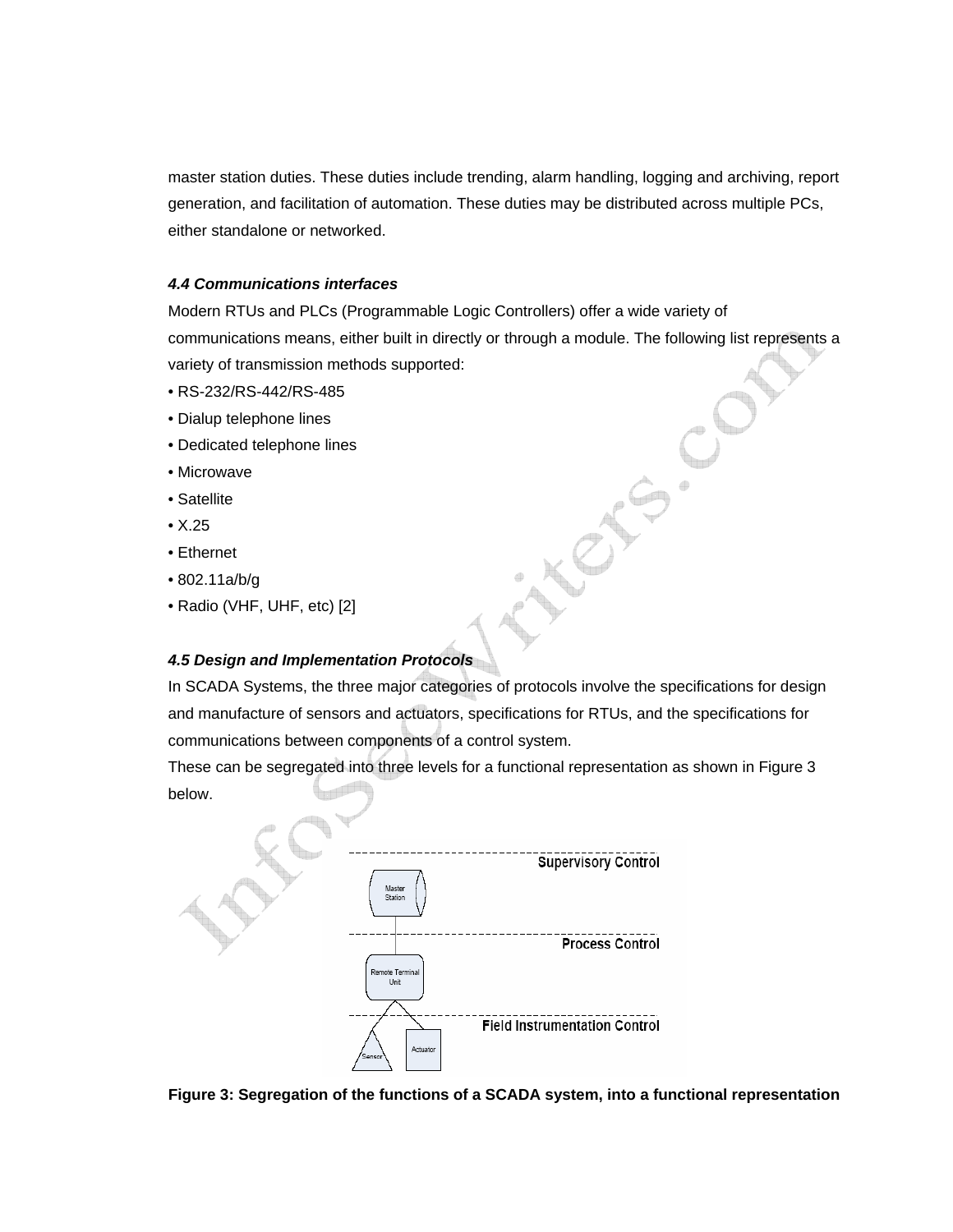master station duties. These duties include trending, alarm handling, logging and archiving, report generation, and facilitation of automation. These duties may be distributed across multiple PCs, either standalone or networked.

### *4.4 Communications interfaces*

Modern RTUs and PLCs (Programmable Logic Controllers) offer a wide variety of communications means, either built in directly or through a module. The following list represents a variety of transmission methods supported:

- RS-232/RS-442/RS-485
- Dialup telephone lines
- Dedicated telephone lines
- Microwave
- Satellite
- X.25
- Ethernet
- 802.11a/b/g
- Radio (VHF, UHF, etc) [2]

### *4.5 Design and Implementation Protocols*

In SCADA Systems, the three major categories of protocols involve the specifications for design and manufacture of sensors and actuators, specifications for RTUs, and the specifications for communications between components of a control system.

These can be segregated into three levels for a functional representation as shown in Figure 3 below.

**Figure 3: Segregation of the functions of a SCADA system, into a functional representation**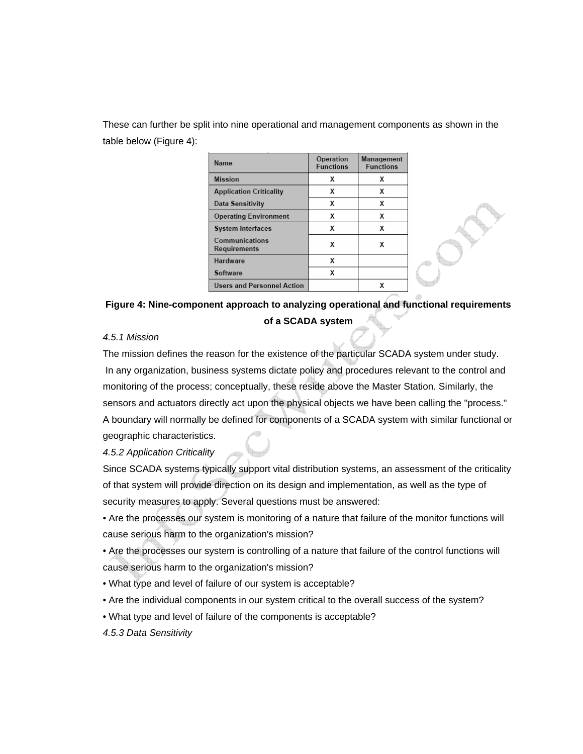These can further be split into nine operational and management components as shown in the table below (Figure 4):

| Name | Operation Functions | Management Functions |
| --- | --- | --- |
| Mission | X | X |
| Application Criticality | X | X |
| Data Sensitivity | X | X |
| Operating Environment | X | X |
| System Interfaces | X | X |
| Communications Requirements | X | X |
| Hardware | X | |
| Software | X | |
| Users and Personnel Action | | X |

**Figure 4: Nine-component approach to analyzing operational and functional requirements of a SCADA system**

*4.5.1 Mission*

The mission defines the reason for the existence of the particular SCADA system under study. In any organization, business systems dictate policy and procedures relevant to the control and monitoring of the process; conceptually, these reside above the Master Station. Similarly, the sensors and actuators directly act upon the physical objects we have been calling the "process." A boundary will normally be defined for components of a SCADA system with similar functional or geographic characteristics.

*4.5.2 Application Criticality*

Since SCADA systems typically support vital distribution systems, an assessment of the criticality of that system will provide direction on its design and implementation, as well as the type of security measures to apply. Several questions must be answered:

- Are the processes our system is monitoring of a nature that failure of the monitor functions will cause serious harm to the organization's mission?
- Are the processes our system is controlling of a nature that failure of the control functions will cause serious harm to the organization's mission?
- What type and level of failure of our system is acceptable?
- Are the individual components in our system critical to the overall success of the system?
- What type and level of failure of the components is acceptable?

*4.5.3 Data Sensitivity*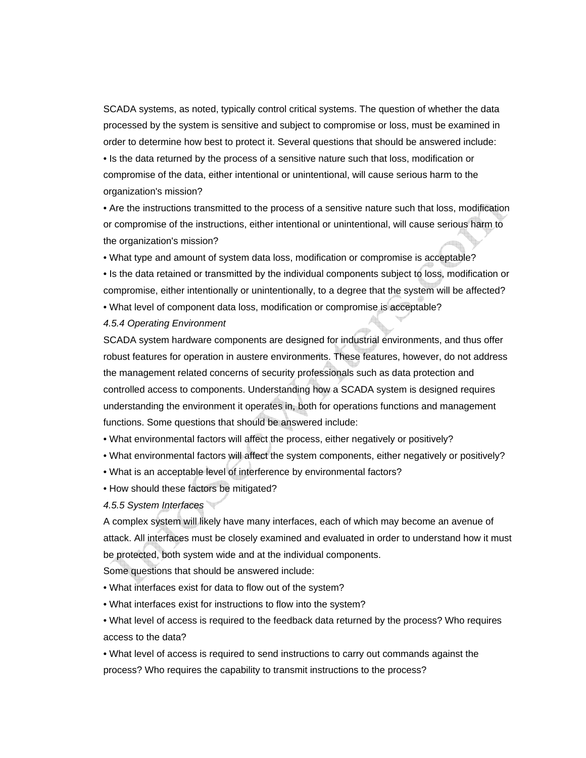SCADA systems, as noted, typically control critical systems. The question of whether the data processed by the system is sensitive and subject to compromise or loss, must be examined in order to determine how best to protect it. Several questions that should be answered include:

- Is the data returned by the process of a sensitive nature such that loss, modification or compromise of the data, either intentional or unintentional, will cause serious harm to the organization's mission?
- Are the instructions transmitted to the process of a sensitive nature such that loss, modification or compromise of the instructions, either intentional or unintentional, will cause serious harm to the organization's mission?
- What type and amount of system data loss, modification or compromise is acceptable?
- Is the data retained or transmitted by the individual components subject to loss, modification or compromise, either intentionally or unintentionally, to a degree that the system will be affected?
- What level of component data loss, modification or compromise is acceptable?

### *4.5.4 Operating Environment*

SCADA system hardware components are designed for industrial environments, and thus offer robust features for operation in austere environments. These features, however, do not address the management related concerns of security professionals such as data protection and controlled access to components. Understanding how a SCADA system is designed requires understanding the environment it operates in, both for operations functions and management functions. Some questions that should be answered include:

- What environmental factors will affect the process, either negatively or positively?
- What environmental factors will affect the system components, either negatively or positively?
- What is an acceptable level of interference by environmental factors?
- How should these factors be mitigated?

### *4.5.5 System Interfaces*

A complex system will likely have many interfaces, each of which may become an avenue of attack. All interfaces must be closely examined and evaluated in order to understand how it must be protected, both system wide and at the individual components.

Some questions that should be answered include:

- What interfaces exist for data to flow out of the system?
- What interfaces exist for instructions to flow into the system?
- What level of access is required to the feedback data returned by the process? Who requires access to the data?
- What level of access is required to send instructions to carry out commands against the process? Who requires the capability to transmit instructions to the process?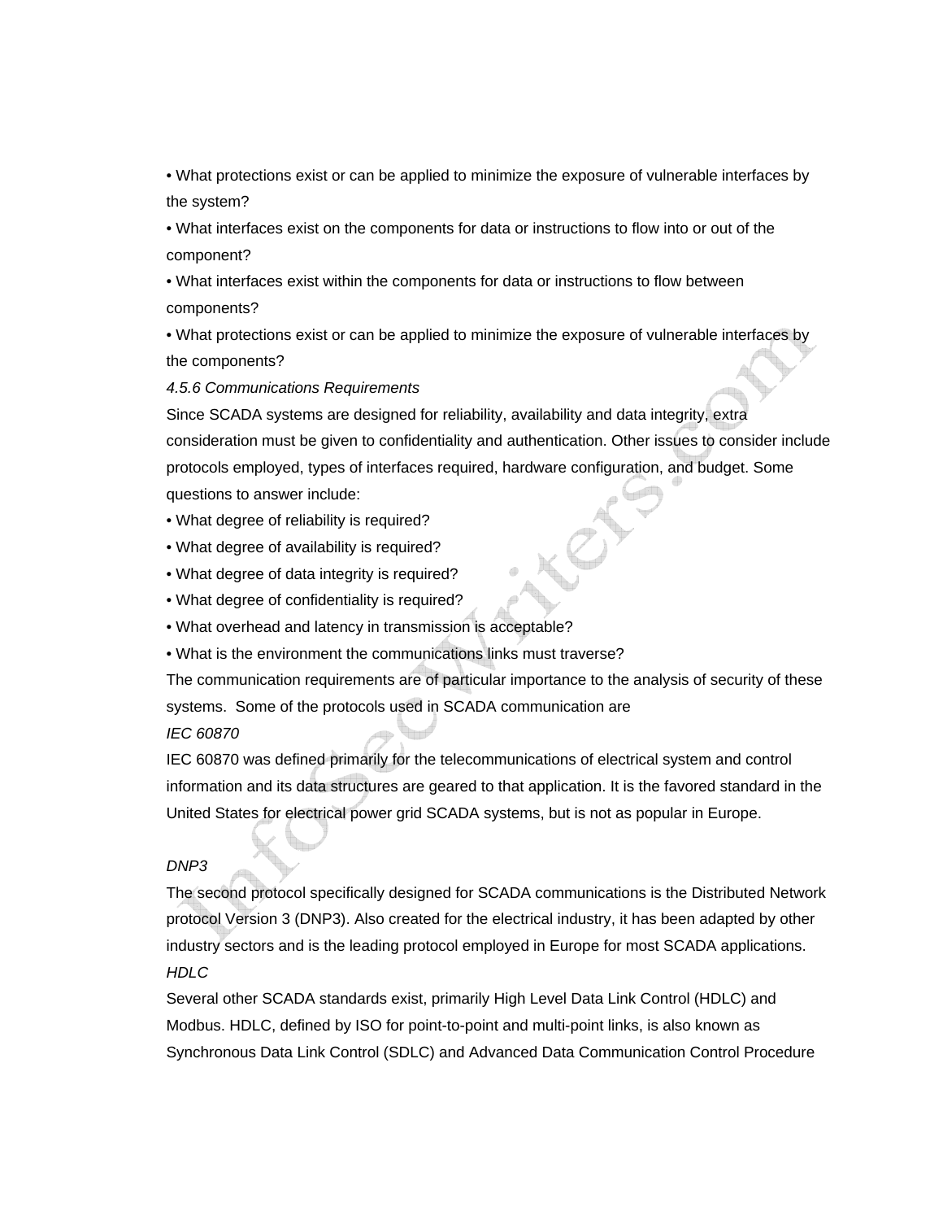- What protections exist or can be applied to minimize the exposure of vulnerable interfaces by the system?
- What interfaces exist on the components for data or instructions to flow into or out of the component?
- What interfaces exist within the components for data or instructions to flow between components?
- What protections exist or can be applied to minimize the exposure of vulnerable interfaces by the components?

*4.5.6 Communications Requirements*

Since SCADA systems are designed for reliability, availability and data integrity, extra consideration must be given to confidentiality and authentication. Other issues to consider include protocols employed, types of interfaces required, hardware configuration, and budget. Some questions to answer include:

- What degree of reliability is required?
- What degree of availability is required?
- What degree of data integrity is required?
- What degree of confidentiality is required?
- What overhead and latency in transmission is acceptable?
- What is the environment the communications links must traverse?

The communication requirements are of particular importance to the analysis of security of these systems. Some of the protocols used in SCADA communication are

*IEC 60870*

IEC 60870 was defined primarily for the telecommunications of electrical system and control information and its data structures are geared to that application. It is the favored standard in the United States for electrical power grid SCADA systems, but is not as popular in Europe.

*DNP3*

The second protocol specifically designed for SCADA communications is the Distributed Network protocol Version 3 (DNP3). Also created for the electrical industry, it has been adapted by other industry sectors and is the leading protocol employed in Europe for most SCADA applications.

*HDLC*

Several other SCADA standards exist, primarily High Level Data Link Control (HDLC) and Modbus. HDLC, defined by ISO for point-to-point and multi-point links, is also known as Synchronous Data Link Control (SDLC) and Advanced Data Communication Control Procedure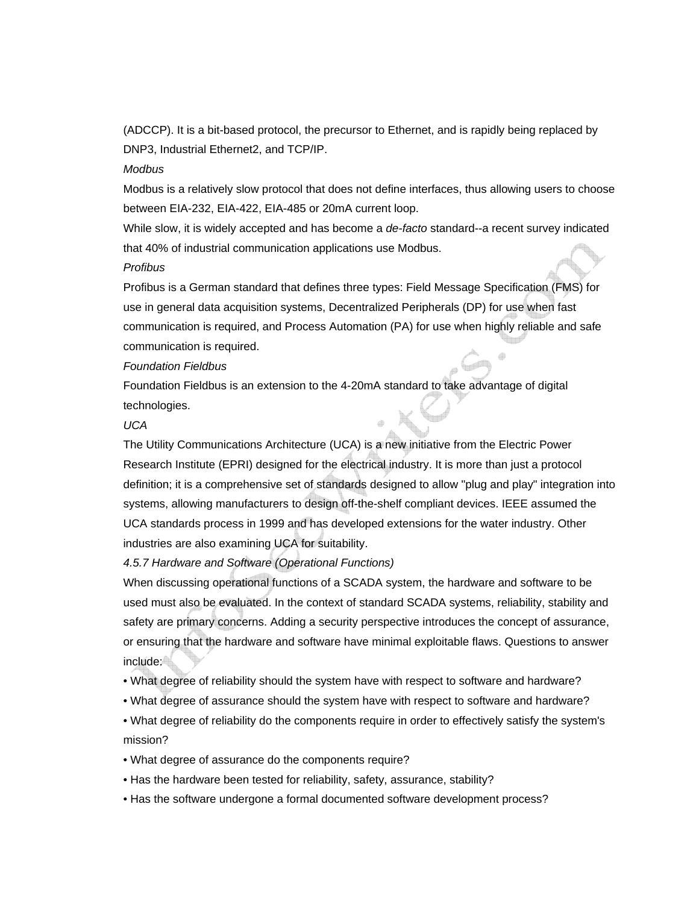(ADCCP). It is a bit-based protocol, the precursor to Ethernet, and is rapidly being replaced by DNP3, Industrial Ethernet2, and TCP/IP.

*Modbus*

Modbus is a relatively slow protocol that does not define interfaces, thus allowing users to choose between EIA-232, EIA-422, EIA-485 or 20mA current loop.

While slow, it is widely accepted and has become a *de-facto* standard--a recent survey indicated that 40% of industrial communication applications use Modbus.

*Profibus*

Profibus is a German standard that defines three types: Field Message Specification (FMS) for use in general data acquisition systems, Decentralized Peripherals (DP) for use when fast communication is required, and Process Automation (PA) for use when highly reliable and safe communication is required.

*Foundation Fieldbus*

Foundation Fieldbus is an extension to the 4-20mA standard to take advantage of digital technologies.

*UCA*

The Utility Communications Architecture (UCA) is a new initiative from the Electric Power Research Institute (EPRI) designed for the electrical industry. It is more than just a protocol definition; it is a comprehensive set of standards designed to allow "plug and play" integration into systems, allowing manufacturers to design off-the-shelf compliant devices. IEEE assumed the UCA standards process in 1999 and has developed extensions for the water industry. Other industries are also examining UCA for suitability.

*4.5.7 Hardware and Software (Operational Functions)*

When discussing operational functions of a SCADA system, the hardware and software to be used must also be evaluated. In the context of standard SCADA systems, reliability, stability and safety are primary concerns. Adding a security perspective introduces the concept of assurance, or ensuring that the hardware and software have minimal exploitable flaws. Questions to answer include:

- What degree of reliability should the system have with respect to software and hardware?
- What degree of assurance should the system have with respect to software and hardware?
- What degree of reliability do the components require in order to effectively satisfy the system's mission?
- What degree of assurance do the components require?
- Has the hardware been tested for reliability, safety, assurance, stability?
- Has the software undergone a formal documented software development process?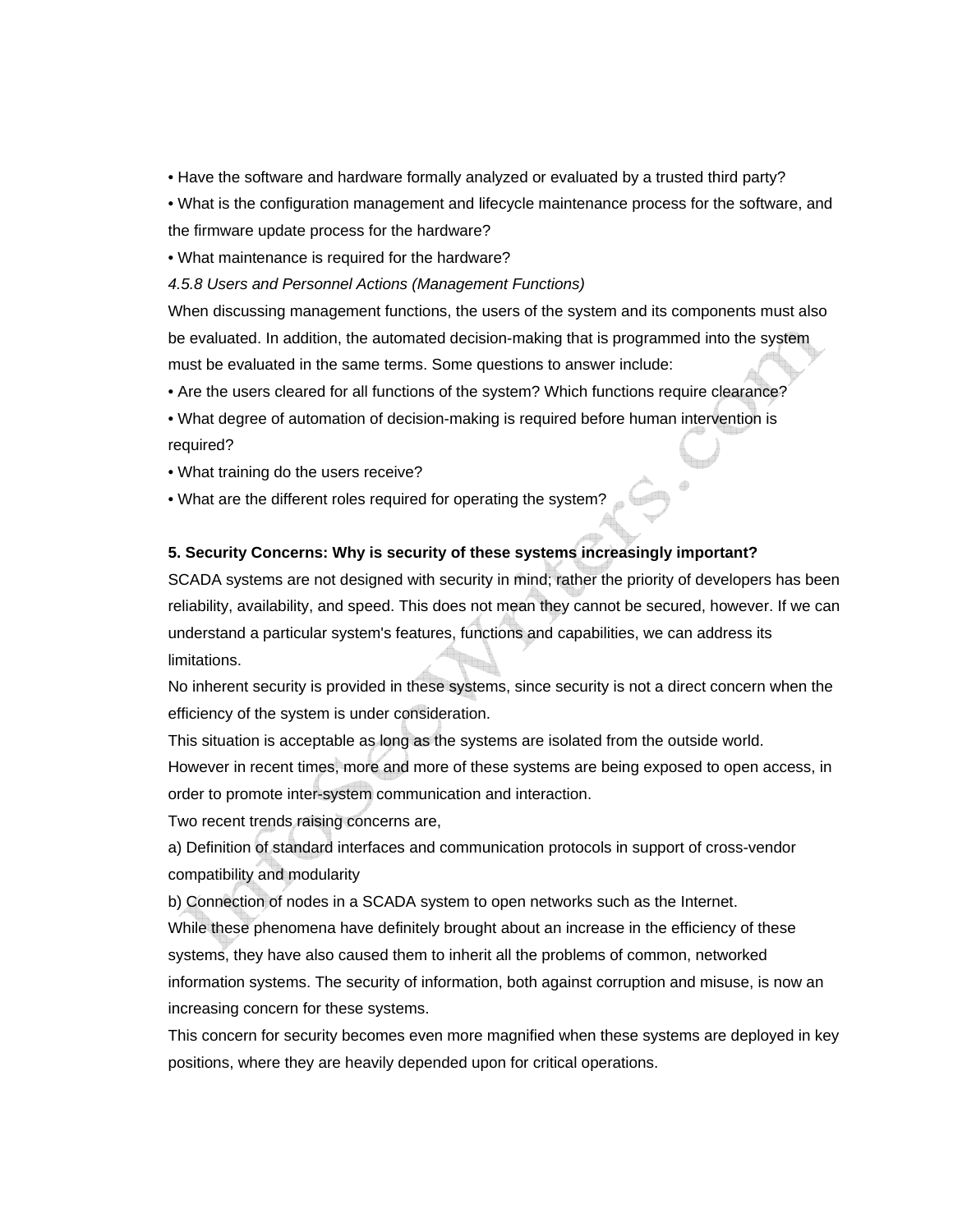- Have the software and hardware formally analyzed or evaluated by a trusted third party?
- What is the configuration management and lifecycle maintenance process for the software, and the firmware update process for the hardware?
- What maintenance is required for the hardware?

*4.5.8 Users and Personnel Actions (Management Functions)*

When discussing management functions, the users of the system and its components must also be evaluated. In addition, the automated decision-making that is programmed into the system must be evaluated in the same terms. Some questions to answer include:

- Are the users cleared for all functions of the system? Which functions require clearance?
- What degree of automation of decision-making is required before human intervention is required?
- What training do the users receive?
- What are the different roles required for operating the system?

**5. Security Concerns: Why is security of these systems increasingly important?**

SCADA systems are not designed with security in mind; rather the priority of developers has been reliability, availability, and speed. This does not mean they cannot be secured, however. If we can understand a particular system's features, functions and capabilities, we can address its limitations.

No inherent security is provided in these systems, since security is not a direct concern when the efficiency of the system is under consideration.

This situation is acceptable as long as the systems are isolated from the outside world.

However in recent times, more and more of these systems are being exposed to open access, in order to promote inter-system communication and interaction.

Two recent trends raising concerns are,

a) Definition of standard interfaces and communication protocols in support of cross-vendor compatibility and modularity

b) Connection of nodes in a SCADA system to open networks such as the Internet.

While these phenomena have definitely brought about an increase in the efficiency of these systems, they have also caused them to inherit all the problems of common, networked information systems. The security of information, both against corruption and misuse, is now an increasing concern for these systems.

This concern for security becomes even more magnified when these systems are deployed in key positions, where they are heavily depended upon for critical operations.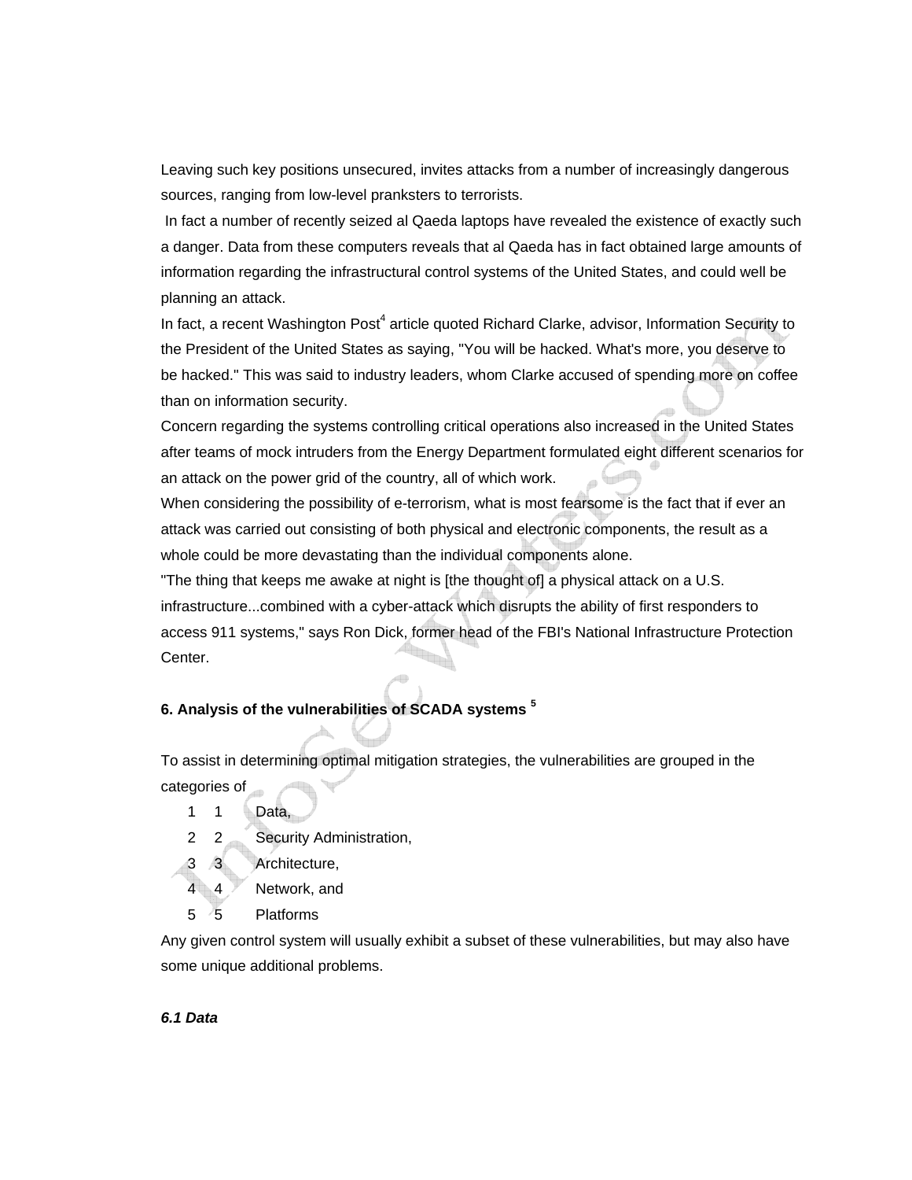Leaving such key positions unsecured, invites attacks from a number of increasingly dangerous sources, ranging from low-level pranksters to terrorists.

In fact a number of recently seized al Qaeda laptops have revealed the existence of exactly such a danger. Data from these computers reveals that al Qaeda has in fact obtained large amounts of information regarding the infrastructural control systems of the United States, and could well be planning an attack.

In fact, a recent Washington Post[4] article quoted Richard Clarke, advisor, Information Security to the President of the United States as saying, "You will be hacked. What's more, you deserve to be hacked." This was said to industry leaders, whom Clarke accused of spending more on coffee than on information security.

Concern regarding the systems controlling critical operations also increased in the United States after teams of mock intruders from the Energy Department formulated eight different scenarios for an attack on the power grid of the country, all of which work.

When considering the possibility of e-terrorism, what is most fearsome is the fact that if ever an attack was carried out consisting of both physical and electronic components, the result as a whole could be more devastating than the individual components alone.

"The thing that keeps me awake at night is [the thought of] a physical attack on a U.S. infrastructure...combined with a cyber-attack which disrupts the ability of first responders to access 911 systems," says Ron Dick, former head of the FBI's National Infrastructure Protection Center.

## 6. Analysis of the vulnerabilities of SCADA systems [5]

To assist in determining optimal mitigation strategies, the vulnerabilities are grouped in the categories of

1. Data,
2. Security Administration,
3. Architecture,
4. Network, and
5. Platforms

Any given control system will usually exhibit a subset of these vulnerabilities, but may also have some unique additional problems.

### *6.1 Data*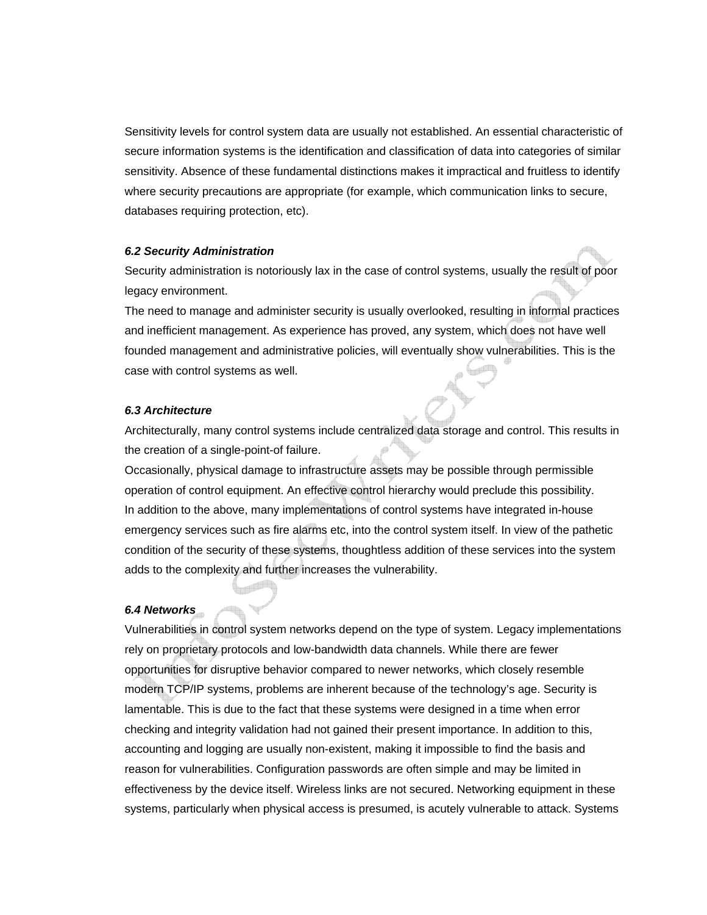Sensitivity levels for control system data are usually not established. An essential characteristic of secure information systems is the identification and classification of data into categories of similar sensitivity. Absence of these fundamental distinctions makes it impractical and fruitless to identify where security precautions are appropriate (for example, which communication links to secure, databases requiring protection, etc).

### *6.2 Security Administration*

Security administration is notoriously lax in the case of control systems, usually the result of poor legacy environment.

The need to manage and administer security is usually overlooked, resulting in informal practices and inefficient management. As experience has proved, any system, which does not have well founded management and administrative policies, will eventually show vulnerabilities. This is the case with control systems as well.

### *6.3 Architecture*

Architecturally, many control systems include centralized data storage and control. This results in the creation of a single-point-of failure.

Occasionally, physical damage to infrastructure assets may be possible through permissible operation of control equipment. An effective control hierarchy would preclude this possibility.

In addition to the above, many implementations of control systems have integrated in-house emergency services such as fire alarms etc, into the control system itself. In view of the pathetic condition of the security of these systems, thoughtless addition of these services into the system adds to the complexity and further increases the vulnerability.

### *6.4 Networks*

Vulnerabilities in control system networks depend on the type of system. Legacy implementations rely on proprietary protocols and low-bandwidth data channels. While there are fewer opportunities for disruptive behavior compared to newer networks, which closely resemble modern TCP/IP systems, problems are inherent because of the technology's age. Security is lamentable. This is due to the fact that these systems were designed in a time when error checking and integrity validation had not gained their present importance. In addition to this, accounting and logging are usually non-existent, making it impossible to find the basis and reason for vulnerabilities. Configuration passwords are often simple and may be limited in effectiveness by the device itself. Wireless links are not secured. Networking equipment in these systems, particularly when physical access is presumed, is acutely vulnerable to attack. Systems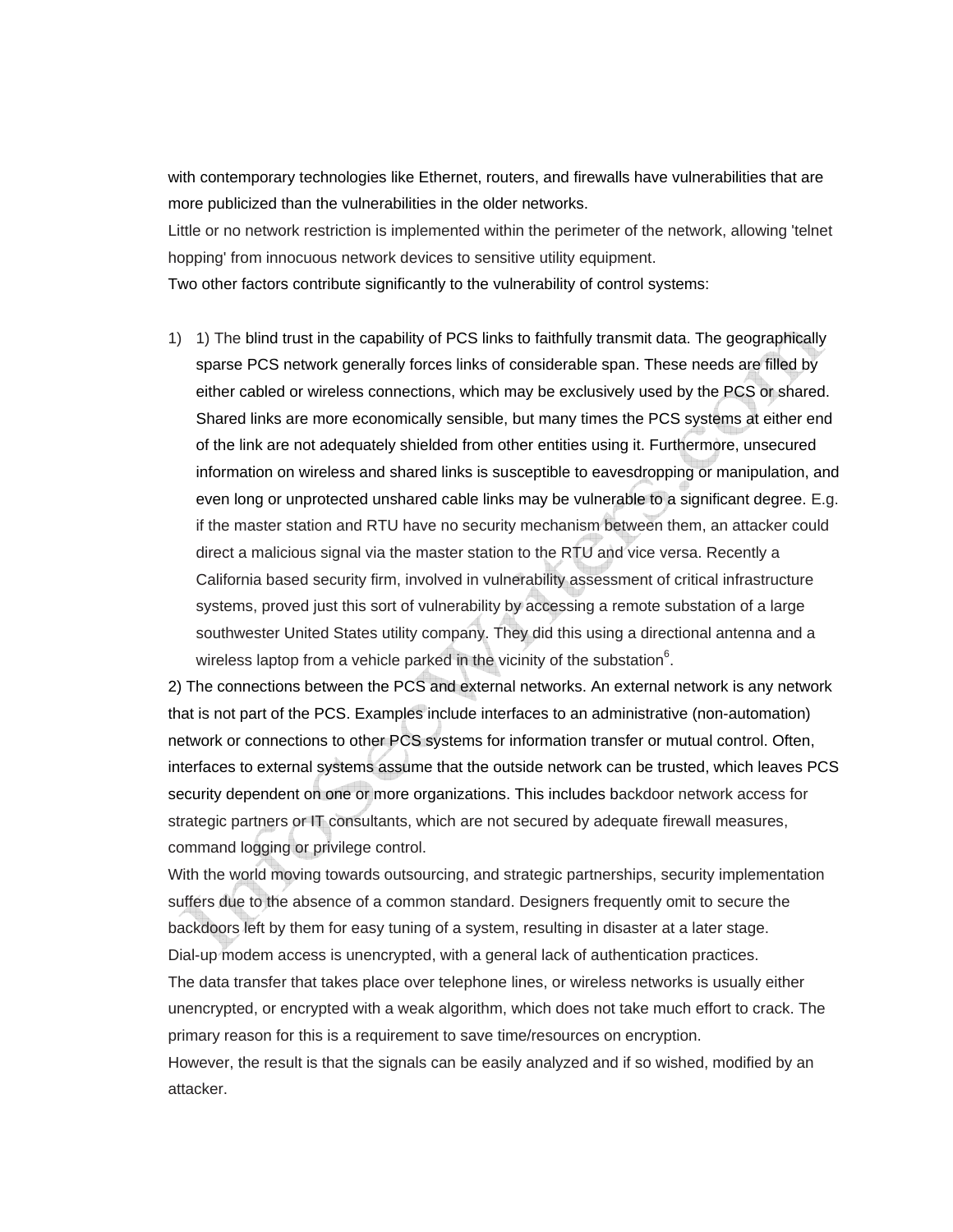with contemporary technologies like Ethernet, routers, and firewalls have vulnerabilities that are more publicized than the vulnerabilities in the older networks.

Little or no network restriction is implemented within the perimeter of the network, allowing 'telnet hopping' from innocuous network devices to sensitive utility equipment.

Two other factors contribute significantly to the vulnerability of control systems:

1) 1) The blind trust in the capability of PCS links to faithfully transmit data. The geographically sparse PCS network generally forces links of considerable span. These needs are filled by either cabled or wireless connections, which may be exclusively used by the PCS or shared. Shared links are more economically sensible, but many times the PCS systems at either end of the link are not adequately shielded from other entities using it. Furthermore, unsecured information on wireless and shared links is susceptible to eavesdropping or manipulation, and even long or unprotected unshared cable links may be vulnerable to a significant degree. E.g. if the master station and RTU have no security mechanism between them, an attacker could direct a malicious signal via the master station to the RTU and vice versa. Recently a California based security firm, involved in vulnerability assessment of critical infrastructure systems, proved just this sort of vulnerability by accessing a remote substation of a large southwester United States utility company. They did this using a directional antenna and a wireless laptop from a vehicle parked in the vicinity of the substation[6].

2) The connections between the PCS and external networks. An external network is any network that is not part of the PCS. Examples include interfaces to an administrative (non-automation) network or connections to other PCS systems for information transfer or mutual control. Often, interfaces to external systems assume that the outside network can be trusted, which leaves PCS security dependent on one or more organizations. This includes backdoor network access for strategic partners or IT consultants, which are not secured by adequate firewall measures, command logging or privilege control.

With the world moving towards outsourcing, and strategic partnerships, security implementation suffers due to the absence of a common standard. Designers frequently omit to secure the backdoors left by them for easy tuning of a system, resulting in disaster at a later stage.

Dial-up modem access is unencrypted, with a general lack of authentication practices.

The data transfer that takes place over telephone lines, or wireless networks is usually either unencrypted, or encrypted with a weak algorithm, which does not take much effort to crack. The primary reason for this is a requirement to save time/resources on encryption.

However, the result is that the signals can be easily analyzed and if so wished, modified by an attacker.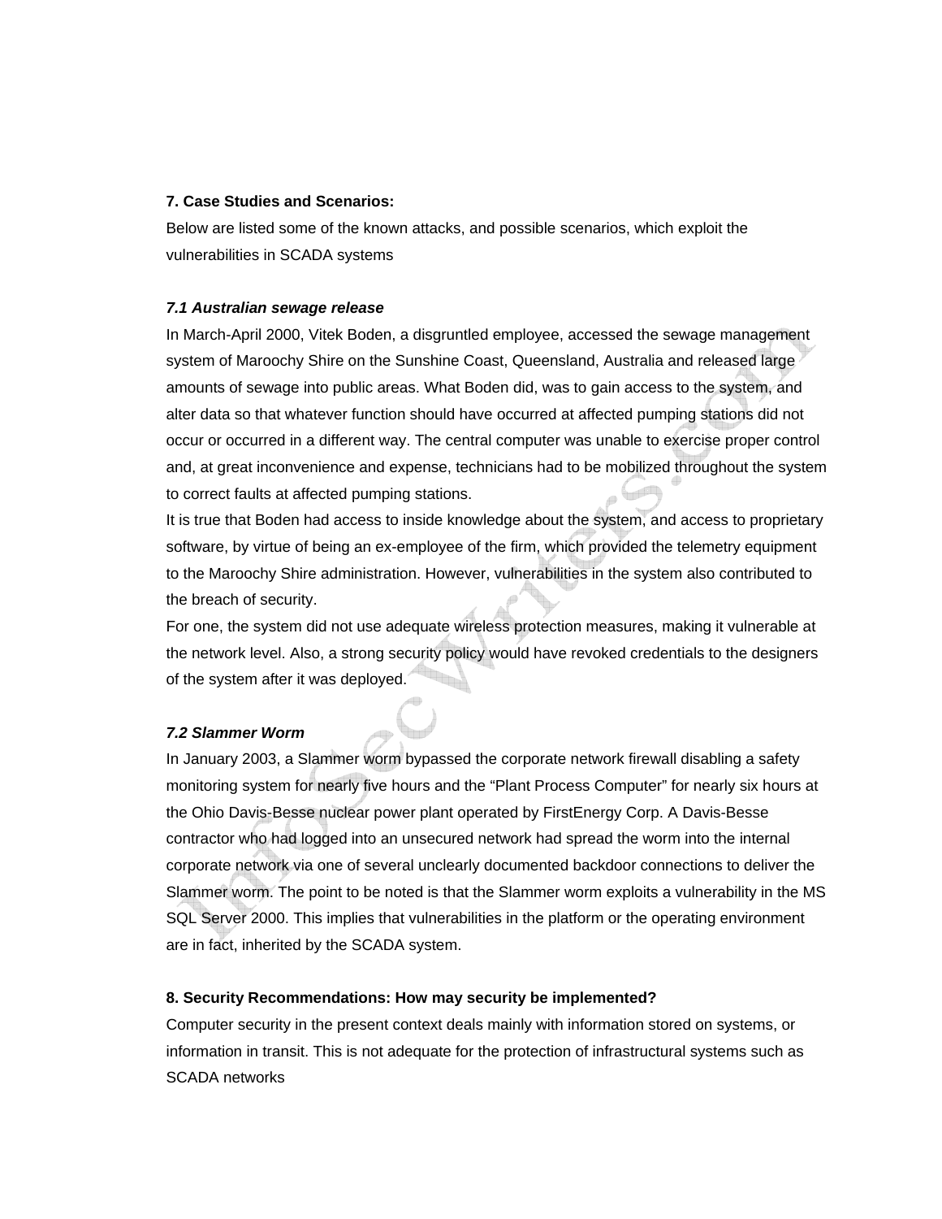**7. Case Studies and Scenarios:**

Below are listed some of the known attacks, and possible scenarios, which exploit the vulnerabilities in SCADA systems

***7.1 Australian sewage release***

In March-April 2000, Vitek Boden, a disgruntled employee, accessed the sewage management system of Maroochy Shire on the Sunshine Coast, Queensland, Australia and released large amounts of sewage into public areas. What Boden did, was to gain access to the system, and alter data so that whatever function should have occurred at affected pumping stations did not occur or occurred in a different way. The central computer was unable to exercise proper control and, at great inconvenience and expense, technicians had to be mobilized throughout the system to correct faults at affected pumping stations.

It is true that Boden had access to inside knowledge about the system, and access to proprietary software, by virtue of being an ex-employee of the firm, which provided the telemetry equipment to the Maroochy Shire administration. However, vulnerabilities in the system also contributed to the breach of security.

For one, the system did not use adequate wireless protection measures, making it vulnerable at the network level. Also, a strong security policy would have revoked credentials to the designers of the system after it was deployed.

***7.2 Slammer Worm***

In January 2003, a Slammer worm bypassed the corporate network firewall disabling a safety monitoring system for nearly five hours and the "Plant Process Computer" for nearly six hours at the Ohio Davis-Besse nuclear power plant operated by FirstEnergy Corp. A Davis-Besse contractor who had logged into an unsecured network had spread the worm into the internal corporate network via one of several unclearly documented backdoor connections to deliver the Slammer worm. The point to be noted is that the Slammer worm exploits a vulnerability in the MS SQL Server 2000. This implies that vulnerabilities in the platform or the operating environment are in fact, inherited by the SCADA system.

**8. Security Recommendations: How may security be implemented?**

Computer security in the present context deals mainly with information stored on systems, or information in transit. This is not adequate for the protection of infrastructural systems such as SCADA networks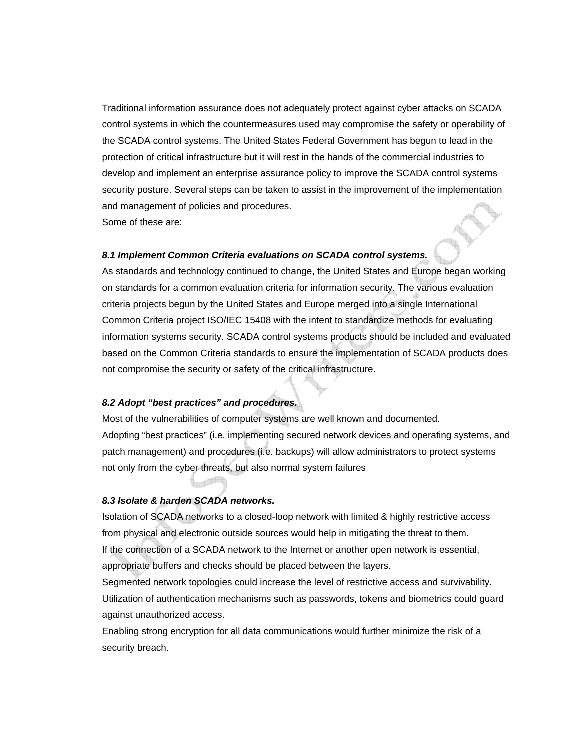Traditional information assurance does not adequately protect against cyber attacks on SCADA control systems in which the countermeasures used may compromise the safety or operability of the SCADA control systems. The United States Federal Government has begun to lead in the protection of critical infrastructure but it will rest in the hands of the commercial industries to develop and implement an enterprise assurance policy to improve the SCADA control systems security posture. Several steps can be taken to assist in the improvement of the implementation and management of policies and procedures.
Some of these are:

***8.1 Implement Common Criteria evaluations on SCADA control systems.***

As standards and technology continued to change, the United States and Europe began working on standards for a common evaluation criteria for information security. The various evaluation criteria projects begun by the United States and Europe merged into a single International Common Criteria project ISO/IEC 15408 with the intent to standardize methods for evaluating information systems security. SCADA control systems products should be included and evaluated based on the Common Criteria standards to ensure the implementation of SCADA products does not compromise the security or safety of the critical infrastructure.

***8.2 Adopt "best practices" and procedures.***

Most of the vulnerabilities of computer systems are well known and documented.
Adopting "best practices" (i.e. implementing secured network devices and operating systems, and patch management) and procedures (i.e. backups) will allow administrators to protect systems not only from the cyber threats, but also normal system failures

***8.3 Isolate & harden SCADA networks.***

Isolation of SCADA networks to a closed-loop network with limited & highly restrictive access from physical and electronic outside sources would help in mitigating the threat to them.
If the connection of a SCADA network to the Internet or another open network is essential, appropriate buffers and checks should be placed between the layers.
Segmented network topologies could increase the level of restrictive access and survivability.
Utilization of authentication mechanisms such as passwords, tokens and biometrics could guard against unauthorized access.
Enabling strong encryption for all data communications would further minimize the risk of a security breach.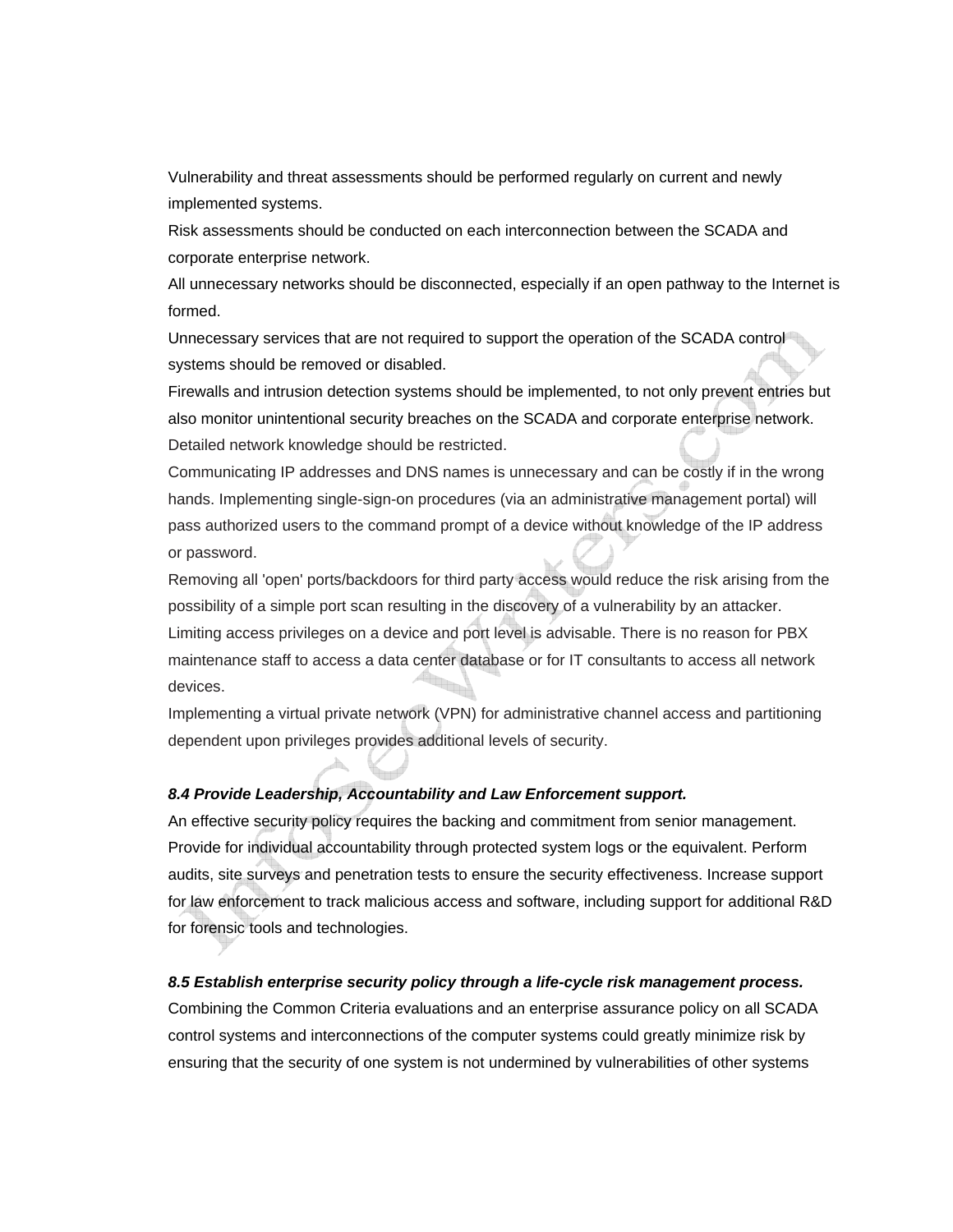Vulnerability and threat assessments should be performed regularly on current and newly implemented systems.

Risk assessments should be conducted on each interconnection between the SCADA and corporate enterprise network.

All unnecessary networks should be disconnected, especially if an open pathway to the Internet is formed.

Unnecessary services that are not required to support the operation of the SCADA control systems should be removed or disabled.

Firewalls and intrusion detection systems should be implemented, to not only prevent entries but also monitor unintentional security breaches on the SCADA and corporate enterprise network.

Detailed network knowledge should be restricted.

Communicating IP addresses and DNS names is unnecessary and can be costly if in the wrong hands. Implementing single-sign-on procedures (via an administrative management portal) will pass authorized users to the command prompt of a device without knowledge of the IP address or password.

Removing all 'open' ports/backdoors for third party access would reduce the risk arising from the possibility of a simple port scan resulting in the discovery of a vulnerability by an attacker.

Limiting access privileges on a device and port level is advisable. There is no reason for PBX maintenance staff to access a data center database or for IT consultants to access all network devices.

Implementing a virtual private network (VPN) for administrative channel access and partitioning dependent upon privileges provides additional levels of security.

### *8.4 Provide Leadership, Accountability and Law Enforcement support.*

An effective security policy requires the backing and commitment from senior management. Provide for individual accountability through protected system logs or the equivalent. Perform audits, site surveys and penetration tests to ensure the security effectiveness. Increase support for law enforcement to track malicious access and software, including support for additional R&D for forensic tools and technologies.

### *8.5 Establish enterprise security policy through a life-cycle risk management process.*

Combining the Common Criteria evaluations and an enterprise assurance policy on all SCADA control systems and interconnections of the computer systems could greatly minimize risk by ensuring that the security of one system is not undermined by vulnerabilities of other systems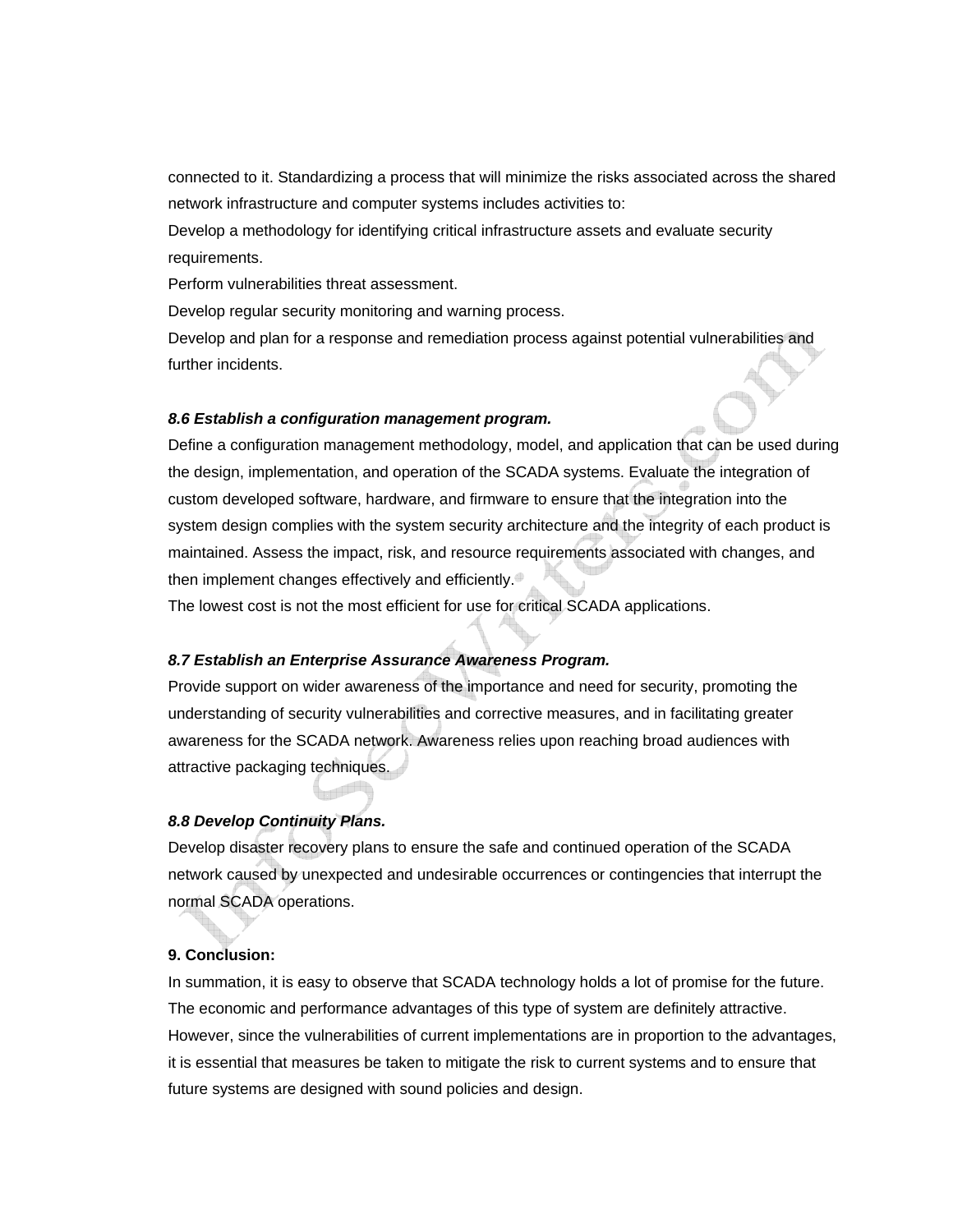connected to it. Standardizing a process that will minimize the risks associated across the shared network infrastructure and computer systems includes activities to:

Develop a methodology for identifying critical infrastructure assets and evaluate security requirements.

Perform vulnerabilities threat assessment.

Develop regular security monitoring and warning process.

Develop and plan for a response and remediation process against potential vulnerabilities and further incidents.

***8.6 Establish a configuration management program.***

Define a configuration management methodology, model, and application that can be used during the design, implementation, and operation of the SCADA systems. Evaluate the integration of custom developed software, hardware, and firmware to ensure that the integration into the system design complies with the system security architecture and the integrity of each product is maintained. Assess the impact, risk, and resource requirements associated with changes, and then implement changes effectively and efficiently.

The lowest cost is not the most efficient for use for critical SCADA applications.

***8.7 Establish an Enterprise Assurance Awareness Program.***

Provide support on wider awareness of the importance and need for security, promoting the understanding of security vulnerabilities and corrective measures, and in facilitating greater awareness for the SCADA network. Awareness relies upon reaching broad audiences with attractive packaging techniques.

***8.8 Develop Continuity Plans.***

Develop disaster recovery plans to ensure the safe and continued operation of the SCADA network caused by unexpected and undesirable occurrences or contingencies that interrupt the normal SCADA operations.

**9. Conclusion:**

In summation, it is easy to observe that SCADA technology holds a lot of promise for the future. The economic and performance advantages of this type of system are definitely attractive. However, since the vulnerabilities of current implementations are in proportion to the advantages, it is essential that measures be taken to mitigate the risk to current systems and to ensure that future systems are designed with sound policies and design.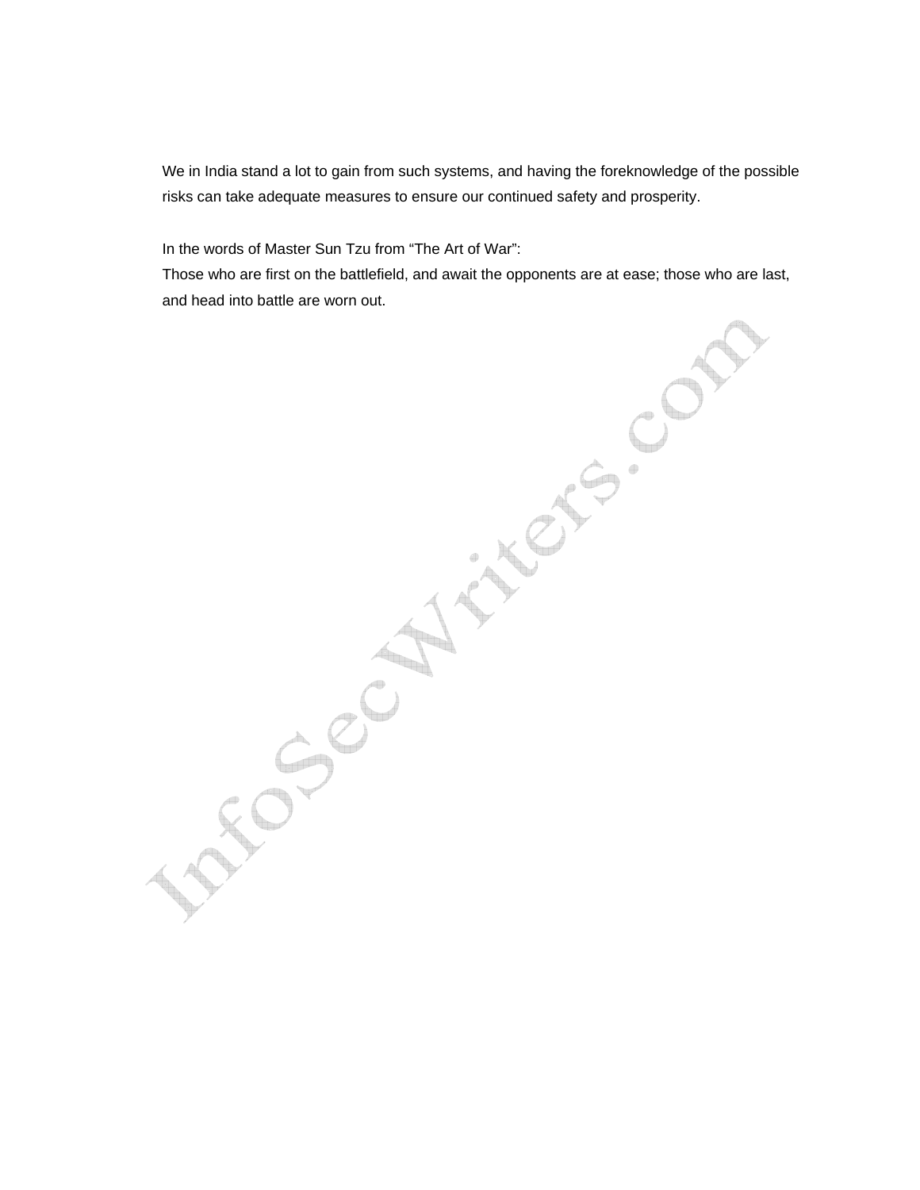We in India stand a lot to gain from such systems, and having the foreknowledge of the possible risks can take adequate measures to ensure our continued safety and prosperity.

In the words of Master Sun Tzu from "The Art of War":
Those who are first on the battlefield, and await the opponents are at ease; those who are last, and head into battle are worn out.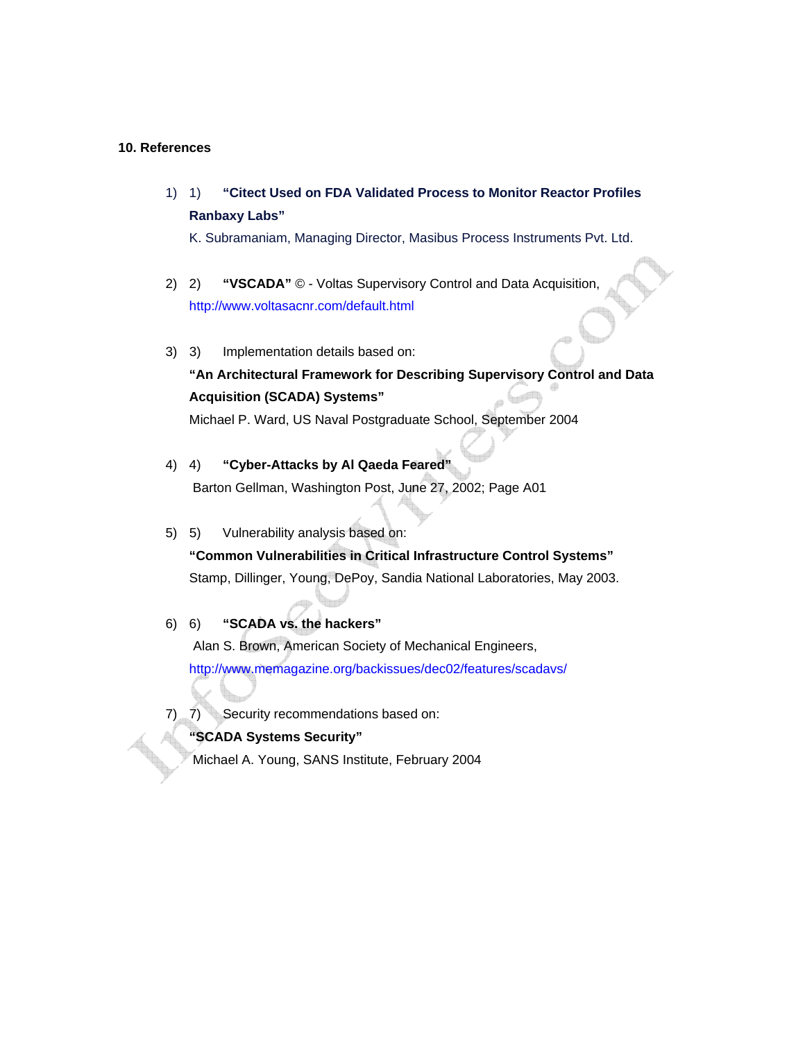## 10. References

1) **"Citect Used on FDA Validated Process to Monitor Reactor Profiles Ranbaxy Labs"**
   K. Subramaniam, Managing Director, Masibus Process Instruments Pvt. Ltd.

2) **"VSCADA"** © - Voltas Supervisory Control and Data Acquisition,
   http://www.voltasacnr.com/default.html

3) Implementation details based on:
   **"An Architectural Framework for Describing Supervisory Control and Data Acquisition (SCADA) Systems"**
   Michael P. Ward, US Naval Postgraduate School, September 2004

4) **"Cyber-Attacks by Al Qaeda Feared"**
   Barton Gellman, Washington Post, June 27, 2002; Page A01

5) Vulnerability analysis based on:
   **"Common Vulnerabilities in Critical Infrastructure Control Systems"**
   Stamp, Dillinger, Young, DePoy, Sandia National Laboratories, May 2003.

6) **"SCADA vs. the hackers"**
   Alan S. Brown, American Society of Mechanical Engineers,
   http://www.memagazine.org/backissues/dec02/features/scadavs/

7) Security recommendations based on:
   **"SCADA Systems Security"**
   Michael A. Young, SANS Institute, February 2004